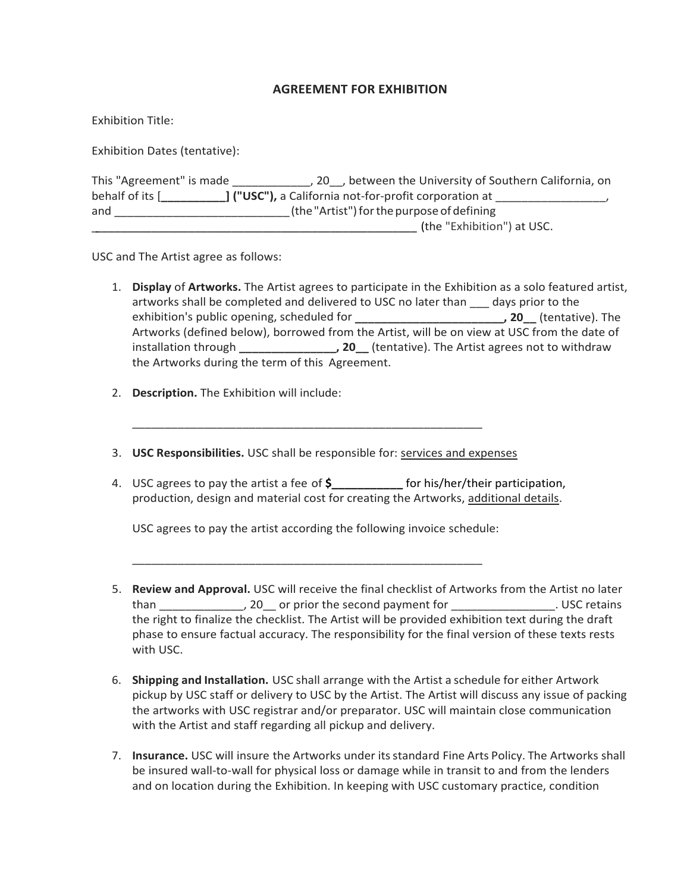## AGREEMENT FOR EXHIBITION

Exhibition Title:

Exhibition Dates (tentative):

This "Agreement" is made ____________, 20__, between the University of Southern California, on behalf of its [__________] **("USC"),** a California not-for-profit corporation at _________________, and ___________________________ (the "Artist") for the purpose of defining _________________________________________________ (the "Exhibition") at USC.

USC and The Artist agree as follows:

1. **Display** of **Artworks.** The Artist agrees to participate in the Exhibition as a solo featured artist, artworks shall be completed and delivered to USC no later than ___ days prior to the exhibition's public opening, scheduled for **_______________________, 20__** (tentative). The Artworks (defined below), borrowed from the Artist, will be on view at USC from the date of installation through **_______________, 20__** (tentative). The Artist agrees not to withdraw the Artworks during the term of this Agreement.

2. **Description.** The Exhibition will include:

   _________________________________________________________

3. **USC Responsibilities.** USC shall be responsible for: services and expenses

4. USC agrees to pay the artist a fee of **$___________** for his/her/their participation, production, design and material cost for creating the Artworks, additional details.

   USC agrees to pay the artist according the following invoice schedule:

   _________________________________________________________

5. **Review and Approval.** USC will receive the final checklist of Artworks from the Artist no later than _____________, 20__ or prior the second payment for ________________. USC retains the right to finalize the checklist. The Artist will be provided exhibition text during the draft phase to ensure factual accuracy. The responsibility for the final version of these texts rests with USC.

6. **Shipping and Installation.** USC shall arrange with the Artist a schedule for either Artwork pickup by USC staff or delivery to USC by the Artist. The Artist will discuss any issue of packing the artworks with USC registrar and/or preparator. USC will maintain close communication with the Artist and staff regarding all pickup and delivery.

7. **Insurance.** USC will insure the Artworks under its standard Fine Arts Policy. The Artworks shall be insured wall-to-wall for physical loss or damage while in transit to and from the lenders and on location during the Exhibition. In keeping with USC customary practice, condition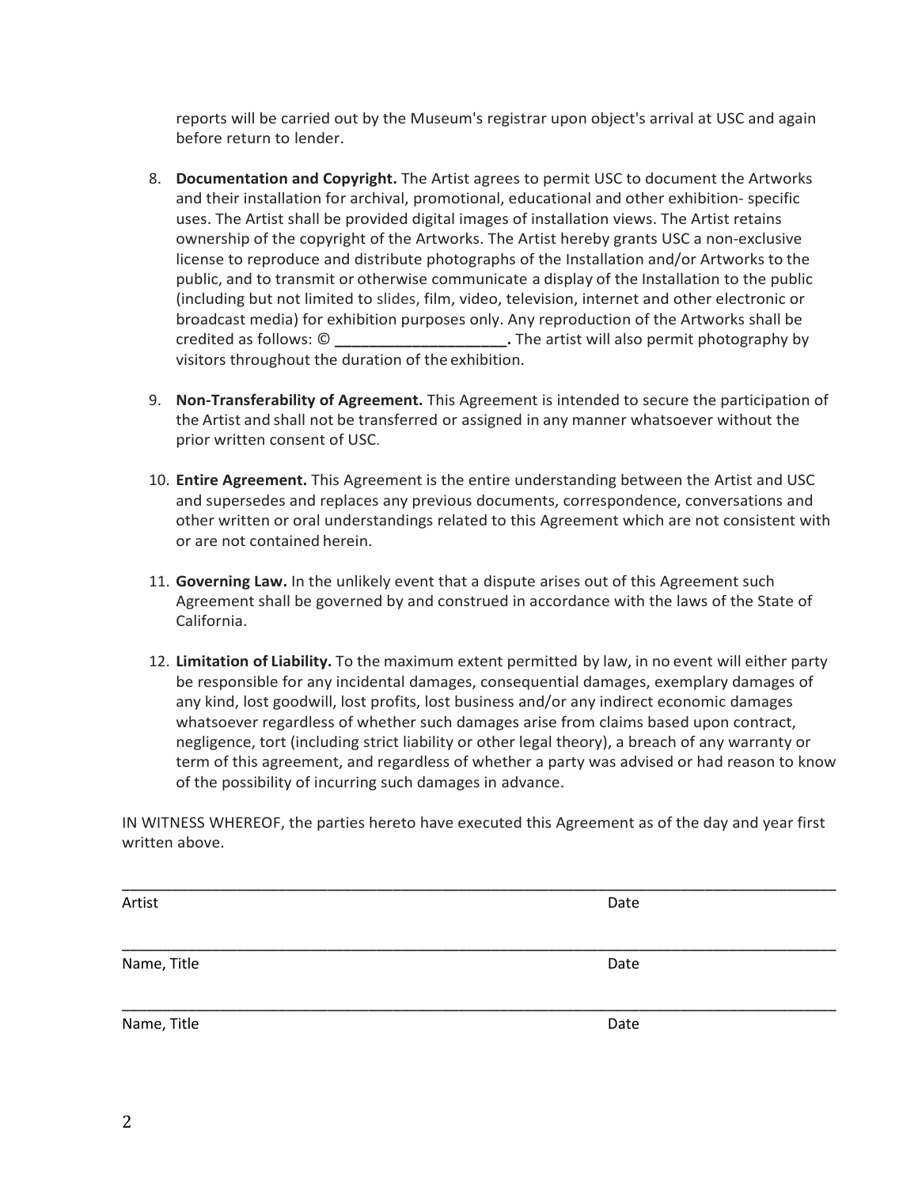reports will be carried out by the Museum's registrar upon object's arrival at USC and again before return to lender.

8. **Documentation and Copyright.** The Artist agrees to permit USC to document the Artworks and their installation for archival, promotional, educational and other exhibition- specific uses. The Artist shall be provided digital images of installation views. The Artist retains ownership of the copyright of the Artworks. The Artist hereby grants USC a non-exclusive license to reproduce and distribute photographs of the Installation and/or Artworks to the public, and to transmit or otherwise communicate a display of the Installation to the public (including but not limited to slides, film, video, television, internet and other electronic or broadcast media) for exhibition purposes only. Any reproduction of the Artworks shall be credited as follows: © **____________________.** The artist will also permit photography by visitors throughout the duration of the exhibition.

9. **Non-Transferability of Agreement.** This Agreement is intended to secure the participation of the Artist and shall not be transferred or assigned in any manner whatsoever without the prior written consent of USC.

10. **Entire Agreement.** This Agreement is the entire understanding between the Artist and USC and supersedes and replaces any previous documents, correspondence, conversations and other written or oral understandings related to this Agreement which are not consistent with or are not contained herein.

11. **Governing Law.** In the unlikely event that a dispute arises out of this Agreement such Agreement shall be governed by and construed in accordance with the laws of the State of California.

12. **Limitation of Liability.** To the maximum extent permitted by law, in no event will either party be responsible for any incidental damages, consequential damages, exemplary damages of any kind, lost goodwill, lost profits, lost business and/or any indirect economic damages whatsoever regardless of whether such damages arise from claims based upon contract, negligence, tort (including strict liability or other legal theory), a breach of any warranty or term of this agreement, and regardless of whether a party was advised or had reason to know of the possibility of incurring such damages in advance.

IN WITNESS WHEREOF, the parties hereto have executed this Agreement as of the day and year first written above.

_______________________________________________________________________________

Artist Date

_______________________________________________________________________________

Name, Title Date

_______________________________________________________________________________

Name, Title Date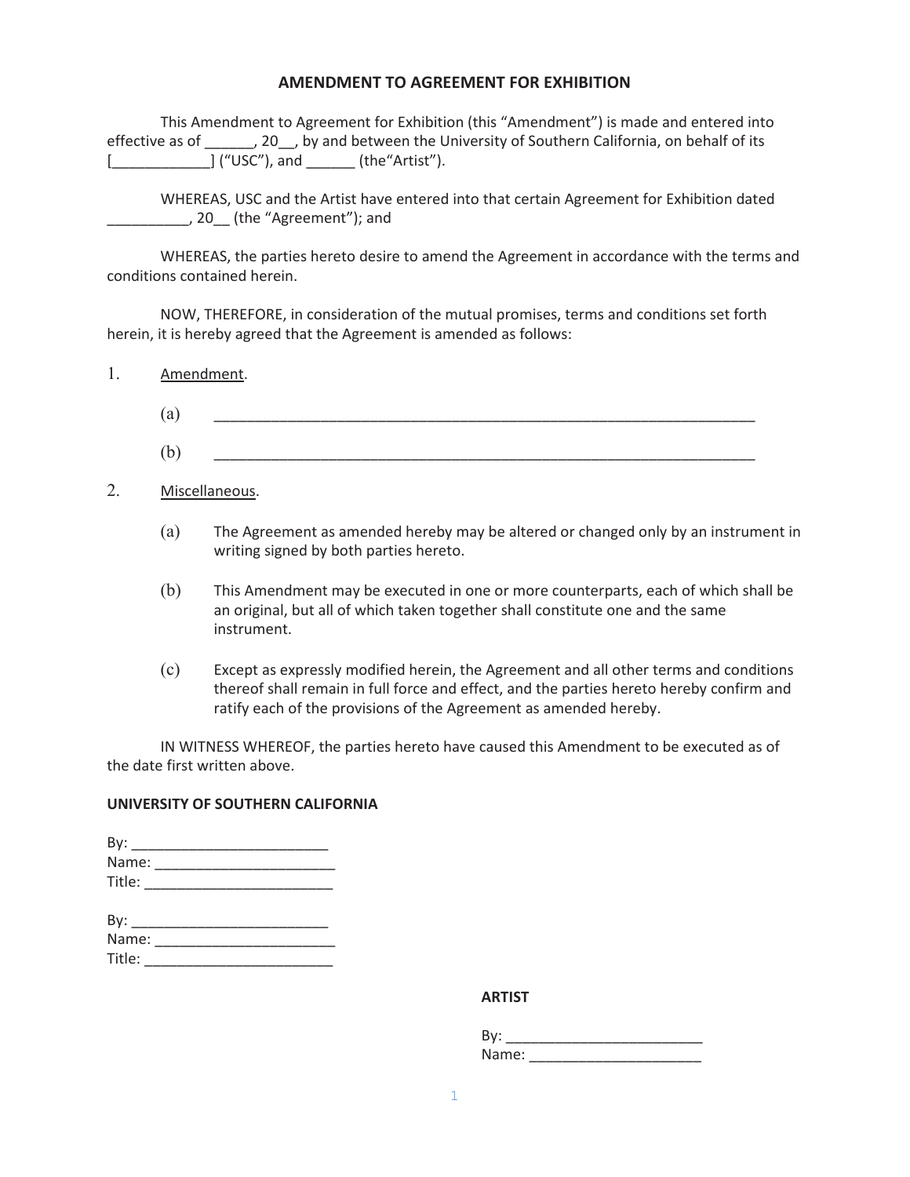# AMENDMENT TO AGREEMENT FOR EXHIBITION

This Amendment to Agreement for Exhibition (this "Amendment") is made and entered into effective as of ______, 20__, by and between the University of Southern California, on behalf of its [____________] ("USC"), and ______ (the"Artist").

WHEREAS, USC and the Artist have entered into that certain Agreement for Exhibition dated __________, 20__ (the "Agreement"); and

WHEREAS, the parties hereto desire to amend the Agreement in accordance with the terms and conditions contained herein.

NOW, THEREFORE, in consideration of the mutual promises, terms and conditions set forth herein, it is hereby agreed that the Agreement is amended as follows:

1. Amendment.

   (a) ______________________________________________________________________

   (b) ______________________________________________________________________

2. Miscellaneous.

   (a) The Agreement as amended hereby may be altered or changed only by an instrument in writing signed by both parties hereto.

   (b) This Amendment may be executed in one or more counterparts, each of which shall be an original, but all of which taken together shall constitute one and the same instrument.

   (c) Except as expressly modified herein, the Agreement and all other terms and conditions thereof shall remain in full force and effect, and the parties hereto hereby confirm and ratify each of the provisions of the Agreement as amended hereby.

IN WITNESS WHEREOF, the parties hereto have caused this Amendment to be executed as of the date first written above.

**UNIVERSITY OF SOUTHERN CALIFORNIA**

By: _________________________
Name: _______________________
Title: ________________________

By: _________________________
Name: _______________________
Title: ________________________

**ARTIST**

By: _________________________
Name: ______________________